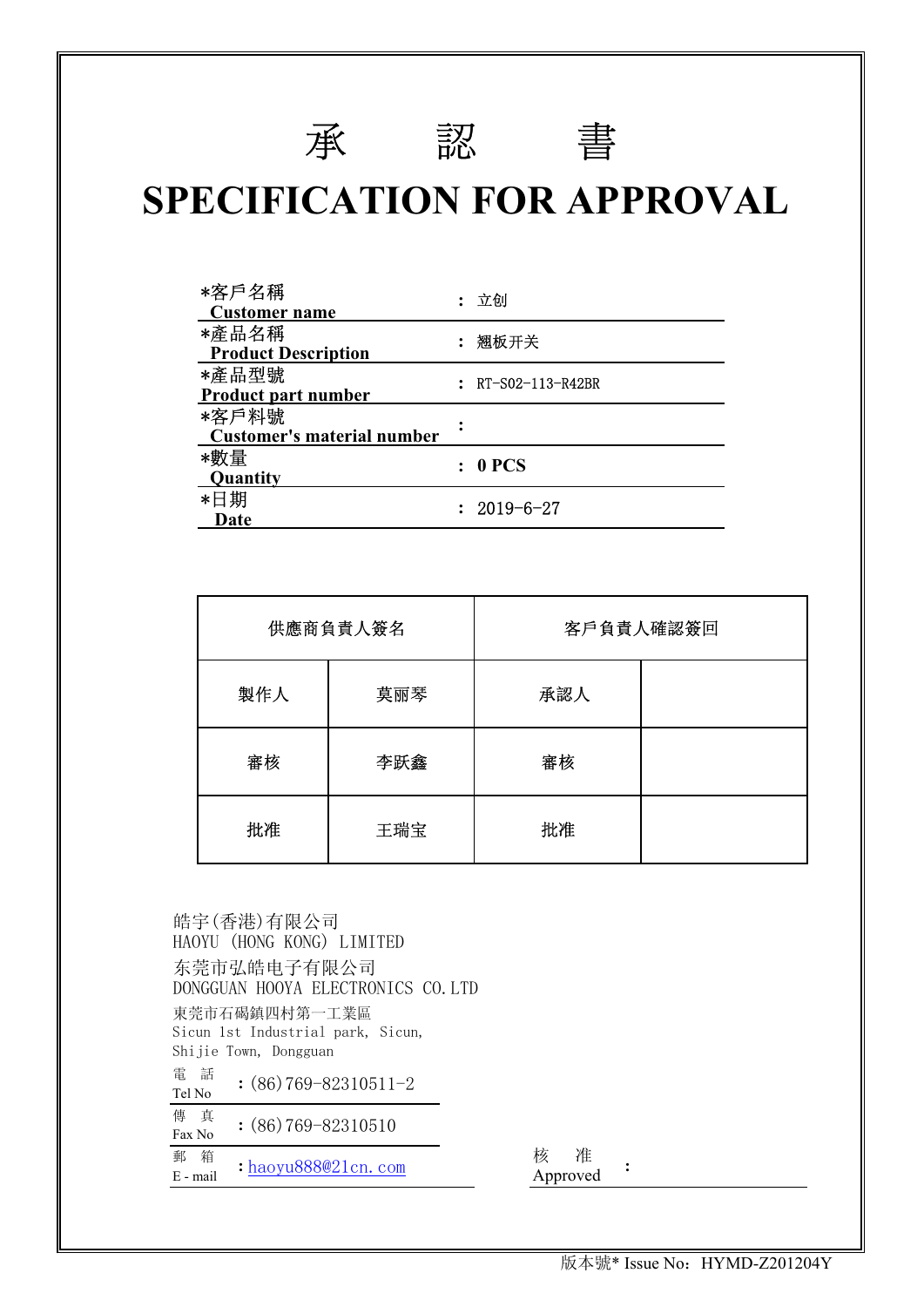# 承　認　書

# SPECIFICATION FOR APPROVAL

| | |
|---|---|
| *客戶名稱 Customer name | ： 立创 |
| *產品名稱 Product Description | ： 翘板开关 |
| *產品型號 Product part number | ： RT-S02-113-R42BR |
| *客戶料號 Customer's material number | ： |
| *數量 Quantity | ： 0 PCS |
| *日期 Date | ： 2019-6-27 |

| 供應商負責人簽名 | | 客戶負責人確認簽回 | |
|---|---|---|---|
| 製作人 | 莫丽琴 | 承認人 | |
| 審核 | 李跃鑫 | 審核 | |
| 批准 | 王瑞宝 | 批准 | |

皓宇(香港)有限公司
HAOYU (HONG KONG) LIMITED

东莞市弘皓电子有限公司
DONGGUAN HOOYA ELECTRONICS CO.LTD

東莞市石碣鎮四村第一工業區
Sicun 1st Industrial park, Sicun, Shijie Town, Dongguan

| | |
|---|---|
| 電　話 Tel No | ：(86)769-82310511-2 |
| 傳　真 Fax No | ：(86)769-82310510 |
| 郵　箱 E - mail | ：haoyu888@21cn.com |

核　准 Approved　：

版本號* Issue No：HYMD-Z201204Y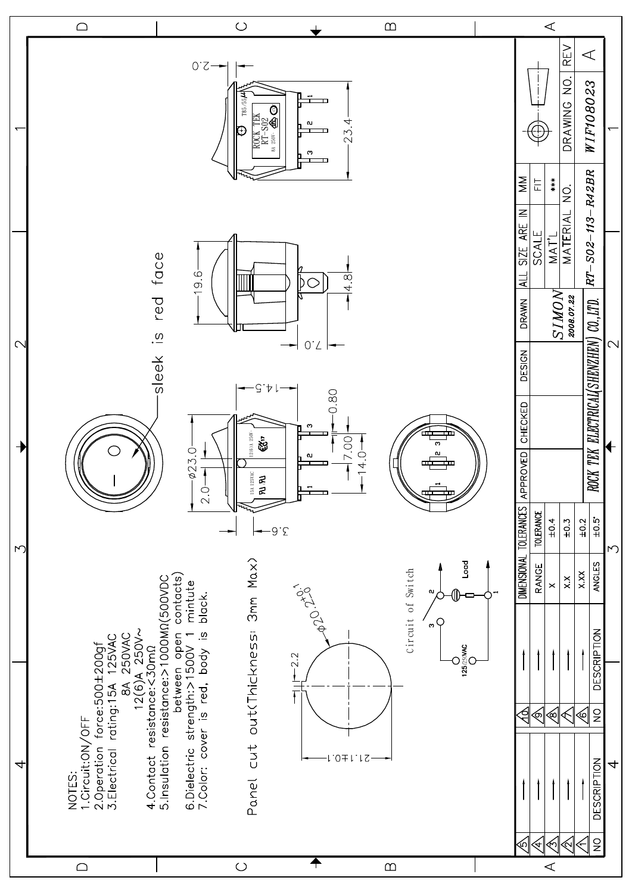NOTES:

1. Circuit: ON/OFF
2. Operation force: 500±200gf
3. Electrical rating: 15A 125VAC
   8A 250VAC
   12(6)A 250V~
4. Contact resistance: <30mΩ
5. Insulation resistance: >1000MΩ(500VDC between open contacts)
6. Dielectric strength: >1500V 1 mintute
7. Color: cover is red, body is black.

Panel cut out(Thickness: 3mm Max)

$\phi 20.2^{+0.1}_{-0}$

2.2

21.1±0.1

Circuit of Switch

125/250VAC

Load

sleek is red face

Ø23.0

2.0

3.6

14.5

0.80

7.00

14.0

19.6

7.0

4.8

2.0

23.4

ROCK TEK RT-S02 8A 250V

T85/55

15A 125VAC 12(6)A 250V

| DIMENSIONAL TOLERANCES | |
|---|---|
| RANGE | TOLERANCE |
| X | ±0.4 |
| X.X | ±0.3 |
| X.XX | ±0.2 |
| ANGLES | ±0.5° |

| APPROVED | CHECKED | DESIGN | DRAWN | ALL SIZE ARE IN | MM |
|---|---|---|---|---|---|
| | | | SIMON 2008.07.22 | SCALE | FIT |
| | | | | MAT'L | *** |
| | | | | MATERIAL NO. | DRAWING NO. | REV |
| ROCK TEK ELECTRICAL(SHENZHEN) CO.,LTD. | | | | RT-S02-113-R42BR | W1F108023 | A |

| NO | DESCRIPTION | NO | DESCRIPTION |
|---|---|---|---|
| 1 | | 6 | |
| 2 | | 7 | |
| 3 | | 8 | |
| 4 | | 9 | |
| 5 | | 10 | |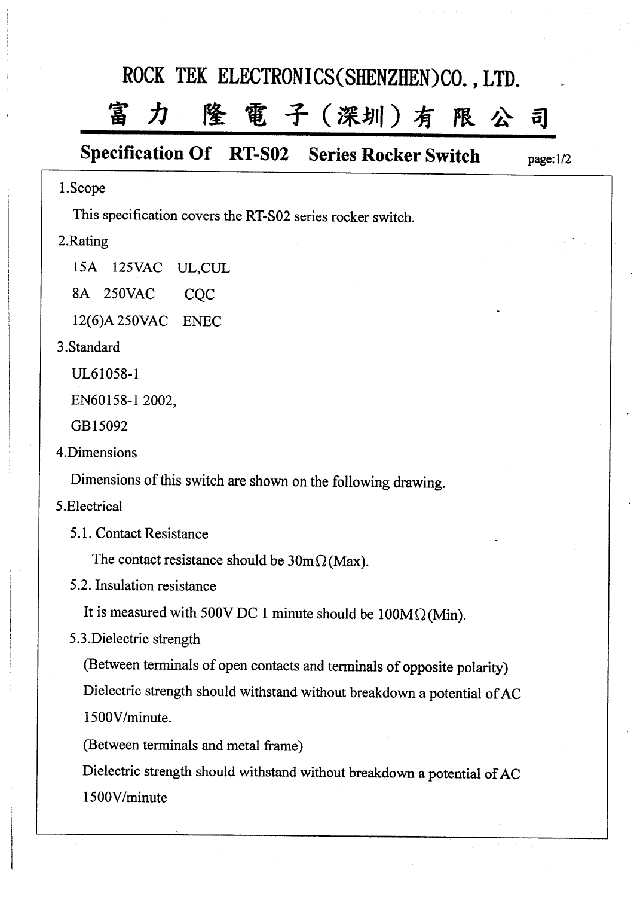# ROCK TEK ELECTRONICS(SHENZHEN)CO., LTD.

# 富力 隆電子(深圳)有限公司

## Specification Of RT-S02 Series Rocker Switch

1.Scope

This specification covers the RT-S02 series rocker switch.

2.Rating

15A 125VAC UL,CUL

8A 250VAC CQC

12(6)A 250VAC ENEC

3.Standard

UL61058-1

EN60158-1 2002,

GB15092

4.Dimensions

Dimensions of this switch are shown on the following drawing.

5.Electrical

5.1. Contact Resistance

The contact resistance should be 30mΩ(Max).

5.2. Insulation resistance

It is measured with 500V DC 1 minute should be 100MΩ(Min).

5.3.Dielectric strength

(Between terminals of open contacts and terminals of opposite polarity)

Dielectric strength should withstand without breakdown a potential of AC 1500V/minute.

(Between terminals and metal frame)

Dielectric strength should withstand without breakdown a potential of AC 1500V/minute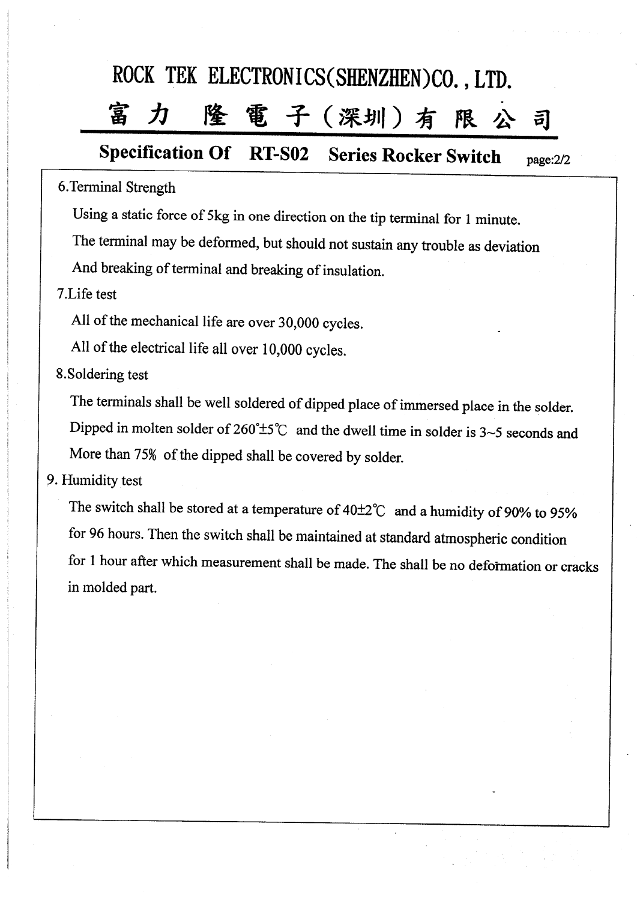# ROCK TEK ELECTRONICS(SHENZHEN)CO., LTD.

# 富力 隆電子(深圳)有限公司

## Specification Of RT-S02 Series Rocker Switch

page:2/2

6.Terminal Strength

Using a static force of 5kg in one direction on the tip terminal for 1 minute.

The terminal may be deformed, but should not sustain any trouble as deviation

And breaking of terminal and breaking of insulation.

7.Life test

All of the mechanical life are over 30,000 cycles.

All of the electrical life all over 10,000 cycles.

8.Soldering test

The terminals shall be well soldered of dipped place of immersed place in the solder.

Dipped in molten solder of 260°±5℃ and the dwell time in solder is 3~5 seconds and

More than 75% of the dipped shall be covered by solder.

9. Humidity test

The switch shall be stored at a temperature of 40±2℃ and a humidity of 90% to 95%

for 96 hours. Then the switch shall be maintained at standard atmospheric condition

for 1 hour after which measurement shall be made. The shall be no deformation or cracks

in molded part.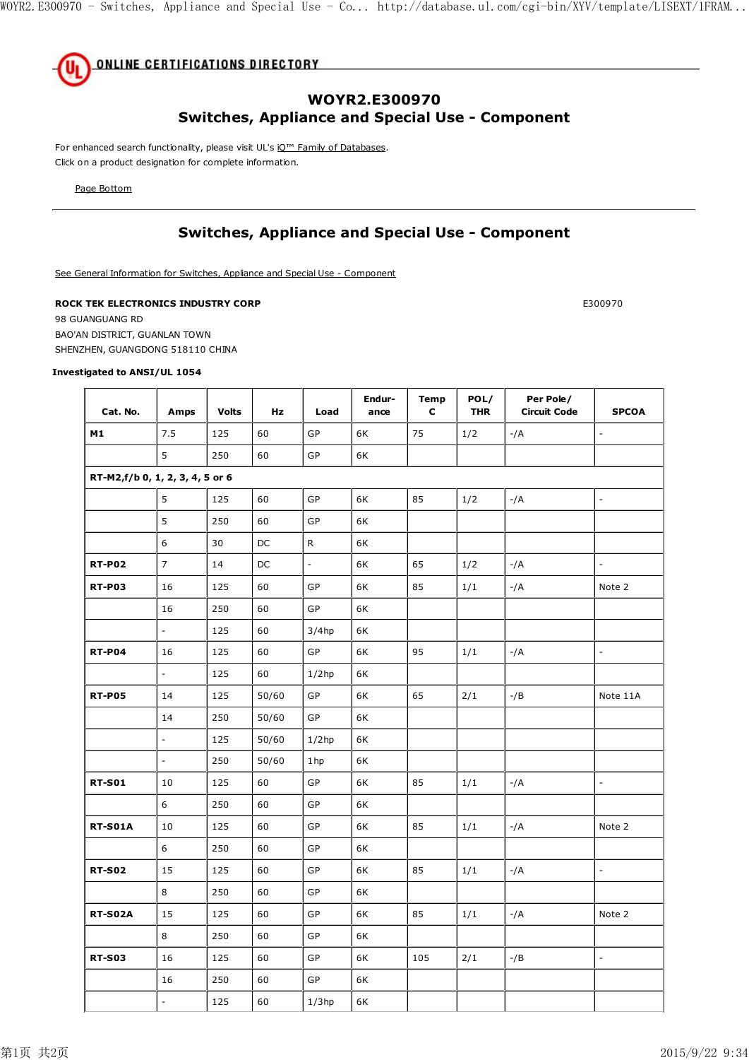## ONLINE CERTIFICATIONS DIRECTORY

# WOYR2.E300970
# Switches, Appliance and Special Use - Component

For enhanced search functionality, please visit UL's iQ™ Family of Databases.
Click on a product designation for complete information.

Page Bottom

## Switches, Appliance and Special Use - Component

See General Information for Switches, Appliance and Special Use - Component

**ROCK TEK ELECTRONICS INDUSTRY CORP** E300970
98 GUANGUANG RD
BAO'AN DISTRICT, GUANLAN TOWN
SHENZHEN, GUANGDONG 518110 CHINA

**Investigated to ANSI/UL 1054**

| Cat. No. | Amps | Volts | Hz | Load | Endur-ance | Temp C | POL/THR | Per Pole/Circuit Code | SPCOA |
|---|---|---|---|---|---|---|---|---|---|
| **M1** | 7.5 | 125 | 60 | GP | 6K | 75 | 1/2 | -/A | - |
| | 5 | 250 | 60 | GP | 6K | | | | |
| **RT-M2,f/b 0, 1, 2, 3, 4, 5 or 6** | | | | | | | | | |
| | 5 | 125 | 60 | GP | 6K | 85 | 1/2 | -/A | - |
| | 5 | 250 | 60 | GP | 6K | | | | |
| | 6 | 30 | DC | R | 6K | | | | |
| **RT-P02** | 7 | 14 | DC | - | 6K | 65 | 1/2 | -/A | - |
| **RT-P03** | 16 | 125 | 60 | GP | 6K | 85 | 1/1 | -/A | Note 2 |
| | 16 | 250 | 60 | GP | 6K | | | | |
| | - | 125 | 60 | 3/4hp | 6K | | | | |
| **RT-P04** | 16 | 125 | 60 | GP | 6K | 95 | 1/1 | -/A | - |
| | - | 125 | 60 | 1/2hp | 6K | | | | |
| **RT-P05** | 14 | 125 | 50/60 | GP | 6K | 65 | 2/1 | -/B | Note 11A |
| | 14 | 250 | 50/60 | GP | 6K | | | | |
| | - | 125 | 50/60 | 1/2hp | 6K | | | | |
| | - | 250 | 50/60 | 1hp | 6K | | | | |
| **RT-S01** | 10 | 125 | 60 | GP | 6K | 85 | 1/1 | -/A | - |
| | 6 | 250 | 60 | GP | 6K | | | | |
| **RT-S01A** | 10 | 125 | 60 | GP | 6K | 85 | 1/1 | -/A | Note 2 |
| | 6 | 250 | 60 | GP | 6K | | | | |
| **RT-S02** | 15 | 125 | 60 | GP | 6K | 85 | 1/1 | -/A | - |
| | 8 | 250 | 60 | GP | 6K | | | | |
| **RT-S02A** | 15 | 125 | 60 | GP | 6K | 85 | 1/1 | -/A | Note 2 |
| | 8 | 250 | 60 | GP | 6K | | | | |
| **RT-S03** | 16 | 125 | 60 | GP | 6K | 105 | 2/1 | -/B | - |
| | 16 | 250 | 60 | GP | 6K | | | | |
| | - | 125 | 60 | 1/3hp | 6K | | | | |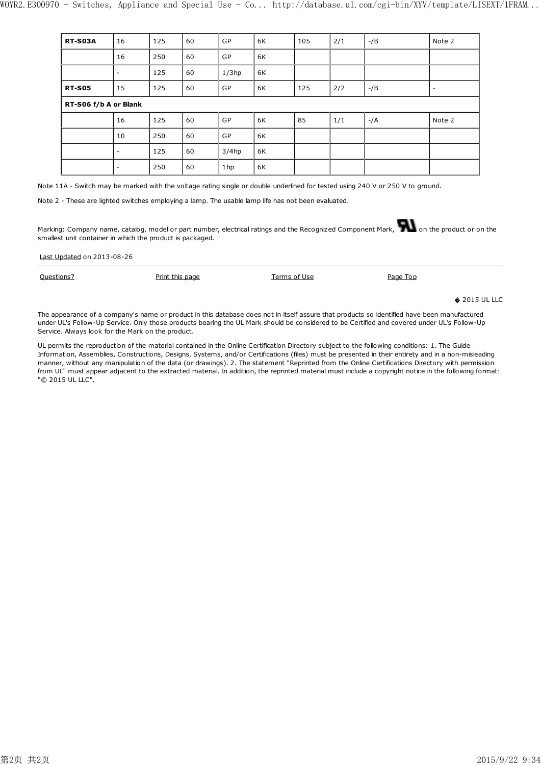| | | | | | | | | |
|---|---|---|---|---|---|---|---|---|
| **RT-S03A** | 16 | 125 | 60 | GP | 6K | 105 | 2/1 | -/B | Note 2 |
| | 16 | 250 | 60 | GP | 6K | | | | |
| | - | 125 | 60 | 1/3hp | 6K | | | | |
| **RT-S05** | 15 | 125 | 60 | GP | 6K | 125 | 2/2 | -/B | - |
| **RT-S06 f/b A or Blank** | | | | | | | | | |
| | 16 | 125 | 60 | GP | 6K | 85 | 1/1 | -/A | Note 2 |
| | 10 | 250 | 60 | GP | 6K | | | | |
| | - | 125 | 60 | 3/4hp | 6K | | | | |
| | - | 250 | 60 | 1hp | 6K | | | | |

Note 11A - Switch may be marked with the voltage rating single or double underlined for tested using 240 V or 250 V to ground.

Note 2 - These are lighted switches employing a lamp. The usable lamp life has not been evaluated.

Marking: Company name, catalog, model or part number, electrical ratings and the Recognized Component Mark, on the product or on the smallest unit container in which the product is packaged.

Last Updated on 2013-08-26

Questions? Print this page Terms of Use Page Top

� 2015 UL LLC

The appearance of a company's name or product in this database does not in itself assure that products so identified have been manufactured under UL's Follow-Up Service. Only those products bearing the UL Mark should be considered to be Certified and covered under UL's Follow-Up Service. Always look for the Mark on the product.

UL permits the reproduction of the material contained in the Online Certification Directory subject to the following conditions: 1. The Guide Information, Assemblies, Constructions, Designs, Systems, and/or Certifications (files) must be presented in their entirety and in a non-misleading manner, without any manipulation of the data (or drawings). 2. The statement "Reprinted from the Online Certifications Directory with permission from UL" must appear adjacent to the extracted material. In addition, the reprinted material must include a copyright notice in the following format: "© 2015 UL LLC".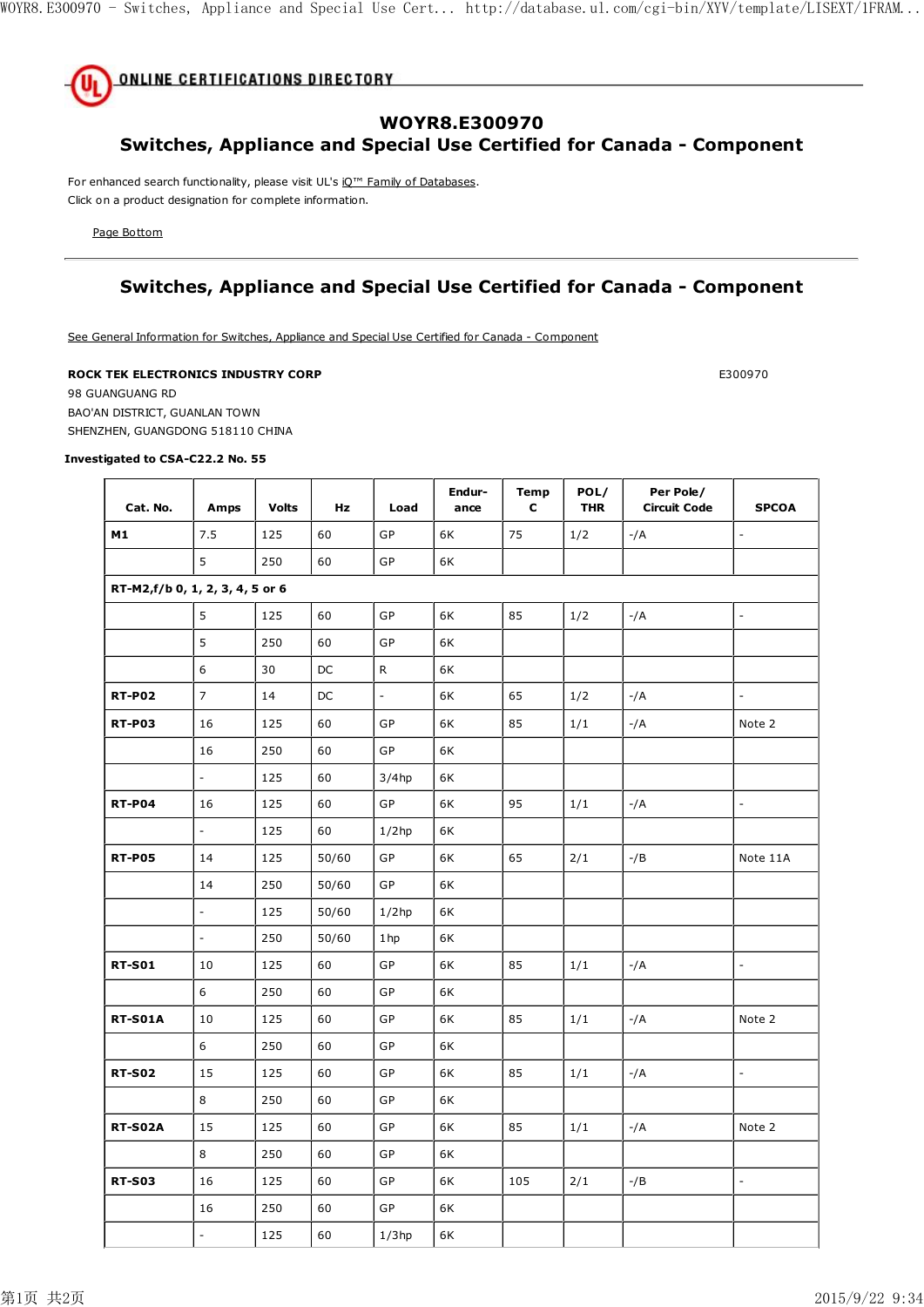# WOYR8.E300970

## Switches, Appliance and Special Use Certified for Canada - Component

For enhanced search functionality, please visit UL's iQ™ Family of Databases.
Click on a product designation for complete information.

Page Bottom

## Switches, Appliance and Special Use Certified for Canada - Component

See General Information for Switches, Appliance and Special Use Certified for Canada - Component

**ROCK TEK ELECTRONICS INDUSTRY CORP** E300970
98 GUANGUANG RD
BAO'AN DISTRICT, GUANLAN TOWN
SHENZHEN, GUANGDONG 518110 CHINA

**Investigated to CSA-C22.2 No. 55**

| Cat. No. | Amps | Volts | Hz | Load | Endur-ance | Temp C | POL/THR | Per Pole/Circuit Code | SPCOA |
|---|---|---|---|---|---|---|---|---|---|
| **M1** | 7.5 | 125 | 60 | GP | 6K | 75 | 1/2 | -/A | - |
| | 5 | 250 | 60 | GP | 6K | | | | |
| **RT-M2,f/b 0, 1, 2, 3, 4, 5 or 6** | | | | | | | | | |
| | 5 | 125 | 60 | GP | 6K | 85 | 1/2 | -/A | - |
| | 5 | 250 | 60 | GP | 6K | | | | |
| | 6 | 30 | DC | R | 6K | | | | |
| **RT-P02** | 7 | 14 | DC | - | 6K | 65 | 1/2 | -/A | - |
| **RT-P03** | 16 | 125 | 60 | GP | 6K | 85 | 1/1 | -/A | Note 2 |
| | 16 | 250 | 60 | GP | 6K | | | | |
| | - | 125 | 60 | 3/4hp | 6K | | | | |
| **RT-P04** | 16 | 125 | 60 | GP | 6K | 95 | 1/1 | -/A | - |
| | - | 125 | 60 | 1/2hp | 6K | | | | |
| **RT-P05** | 14 | 125 | 50/60 | GP | 6K | 65 | 2/1 | -/B | Note 11A |
| | 14 | 250 | 50/60 | GP | 6K | | | | |
| | - | 125 | 50/60 | 1/2hp | 6K | | | | |
| | - | 250 | 50/60 | 1hp | 6K | | | | |
| **RT-S01** | 10 | 125 | 60 | GP | 6K | 85 | 1/1 | -/A | - |
| | 6 | 250 | 60 | GP | 6K | | | | |
| **RT-S01A** | 10 | 125 | 60 | GP | 6K | 85 | 1/1 | -/A | Note 2 |
| | 6 | 250 | 60 | GP | 6K | | | | |
| **RT-S02** | 15 | 125 | 60 | GP | 6K | 85 | 1/1 | -/A | - |
| | 8 | 250 | 60 | GP | 6K | | | | |
| **RT-S02A** | 15 | 125 | 60 | GP | 6K | 85 | 1/1 | -/A | Note 2 |
| | 8 | 250 | 60 | GP | 6K | | | | |
| **RT-S03** | 16 | 125 | 60 | GP | 6K | 105 | 2/1 | -/B | - |
| | 16 | 250 | 60 | GP | 6K | | | | |
| | - | 125 | 60 | 1/3hp | 6K | | | | |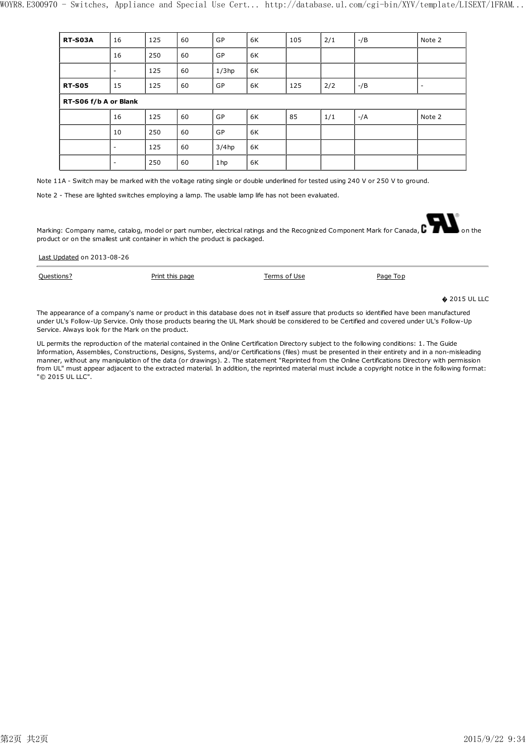| RT-S03A | 16 | 125 | 60 | GP | 6K | 105 | 2/1 | -/B | Note 2 |
|---|---|---|---|---|---|---|---|---|---|
| | 16 | 250 | 60 | GP | 6K | | | | |
| | - | 125 | 60 | 1/3hp | 6K | | | | |
| **RT-S05** | 15 | 125 | 60 | GP | 6K | 125 | 2/2 | -/B | - |
| **RT-S06 f/b A or Blank** | | | | | | | | | |
| | 16 | 125 | 60 | GP | 6K | 85 | 1/1 | -/A | Note 2 |
| | 10 | 250 | 60 | GP | 6K | | | | |
| | - | 125 | 60 | 3/4hp | 6K | | | | |
| | - | 250 | 60 | 1hp | 6K | | | | |

Note 11A - Switch may be marked with the voltage rating single or double underlined for tested using 240 V or 250 V to ground.

Note 2 - These are lighted switches employing a lamp. The usable lamp life has not been evaluated.

Marking: Company name, catalog, model or part number, electrical ratings and the Recognized Component Mark for Canada, on the product or on the smallest unit container in which the product is packaged.

Last Updated on 2013-08-26

Questions? Print this page Terms of Use Page Top

© 2015 UL LLC

The appearance of a company's name or product in this database does not in itself assure that products so identified have been manufactured under UL's Follow-Up Service. Only those products bearing the UL Mark should be considered to be Certified and covered under UL's Follow-Up Service. Always look for the Mark on the product.

UL permits the reproduction of the material contained in the Online Certification Directory subject to the following conditions: 1. The Guide Information, Assemblies, Constructions, Designs, Systems, and/or Certifications (files) must be presented in their entirety and in a non-misleading manner, without any manipulation of the data (or drawings). 2. The statement "Reprinted from the Online Certifications Directory with permission from UL" must appear adjacent to the extracted material. In addition, the reprinted material must include a copyright notice in the following format: "© 2015 UL LLC".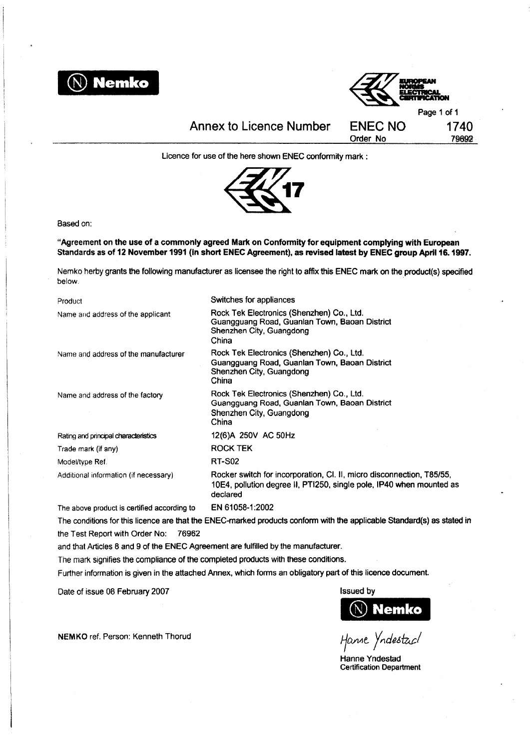Nemko

EUROPEAN NORMS ELECTRICAL CERTIFICATION

# Annex to Licence Number ENEC NO 1740

Order No 79692

Licence for use of the here shown ENEC conformity mark :

17

Based on:

**"Agreement on the use of a commonly agreed Mark on Conformity for equipment complying with European Standards as of 12 November 1991 (In short ENEC Agreement), as revised latest by ENEC group April 16. 1997.**

Nemko herby grants the following manufacturer as licensee the right to affix this ENEC mark on the product(s) specified below.

| | |
|---|---|
| Product | Switches for appliances |
| Name and address of the applicant | Rock Tek Electronics (Shenzhen) Co., Ltd.<br>Guangguang Road, Guanlan Town, Baoan District<br>Shenzhen City, Guangdong<br>China |
| Name and address of the manufacturer | Rock Tek Electronics (Shenzhen) Co., Ltd.<br>Guangguang Road, Guanlan Town, Baoan District<br>Shenzhen City, Guangdong<br>China |
| Name and address of the factory | Rock Tek Electronics (Shenzhen) Co., Ltd.<br>Guangguang Road, Guanlan Town, Baoan District<br>Shenzhen City, Guangdong<br>China |
| Rating and principal characteristics | 12(6)A 250V AC 50Hz |
| Trade mark (if any) | ROCK TEK |
| Model/type Ref. | RT-S02 |
| Additional information (if necessary) | Rocker switch for incorporation, Cl. II, micro disconnection, T85/55, 10E4, pollution degree II, PTI250, single pole, IP40 when mounted as declared |
| The above product is certified according to | EN 61058-1:2002 |

The conditions for this licence are that the ENEC-marked products conform with the applicable Standard(s) as stated in the Test Report with Order No: 76962

and that Articles 8 and 9 of the ENEC Agreement are fulfilled by the manufacturer.

The mark signifies the compliance of the completed products with these conditions.

Further information is given in the attached Annex, which forms an obligatory part of this licence document.

Date of issue 08 February 2007

Issued by

Nemko

NEMKO ref. Person: Kenneth Thorud

Hanne Yndestad

Hanne Yndestad
Certification Department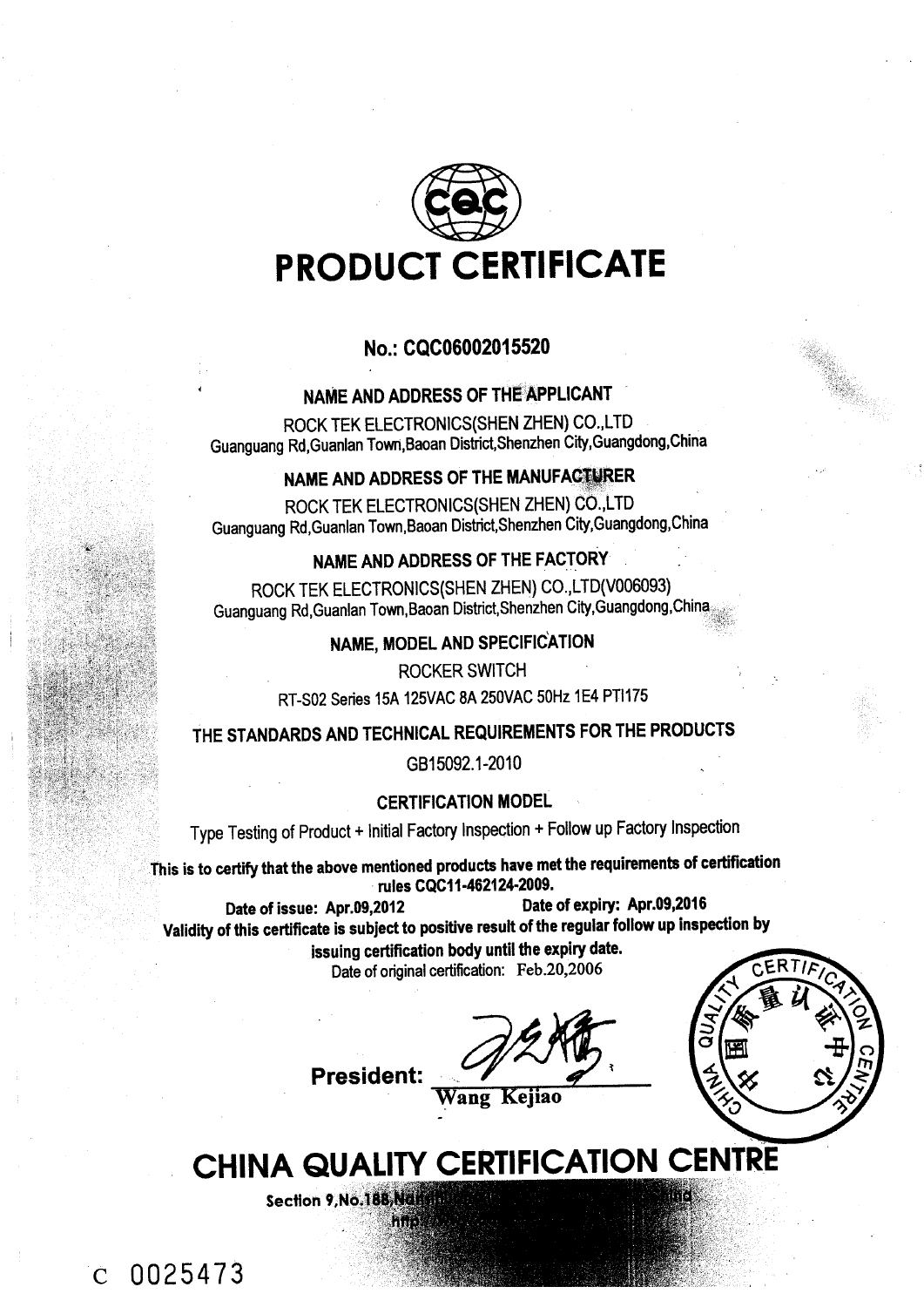# PRODUCT CERTIFICATE

**No.: CQC06002015520**

**NAME AND ADDRESS OF THE APPLICANT**

ROCK TEK ELECTRONICS(SHEN ZHEN) CO.,LTD
Guanguang Rd,Guanlan Town,Baoan District,Shenzhen City,Guangdong,China

**NAME AND ADDRESS OF THE MANUFACTURER**

ROCK TEK ELECTRONICS(SHEN ZHEN) CO.,LTD
Guanguang Rd,Guanlan Town,Baoan District,Shenzhen City,Guangdong,China

**NAME AND ADDRESS OF THE FACTORY**

ROCK TEK ELECTRONICS(SHEN ZHEN) CO.,LTD(V006093)
Guanguang Rd,Guanlan Town,Baoan District,Shenzhen City,Guangdong,China

**NAME, MODEL AND SPECIFICATION**

ROCKER SWITCH
RT-S02 Series 15A 125VAC 8A 250VAC 50Hz 1E4 PTI175

**THE STANDARDS AND TECHNICAL REQUIREMENTS FOR THE PRODUCTS**

GB15092.1-2010

**CERTIFICATION MODEL**

Type Testing of Product + Initial Factory Inspection + Follow up Factory Inspection

**This is to certify that the above mentioned products have met the requirements of certification rules CQC11-462124-2009.**

**Date of issue: Apr.09,2012** **Date of expiry: Apr.09,2016**

**Validity of this certificate is subject to positive result of the regular follow up inspection by issuing certification body until the expiry date.**

Date of original certification: Feb.20,2006

**President:** Wang Kejiao

CHINA QUALITY CERTIFICATION CENTRE 中国质量认证中心

# CHINA QUALITY CERTIFICATION CENTRE

Section 9,No.188,Na...

C 0025473